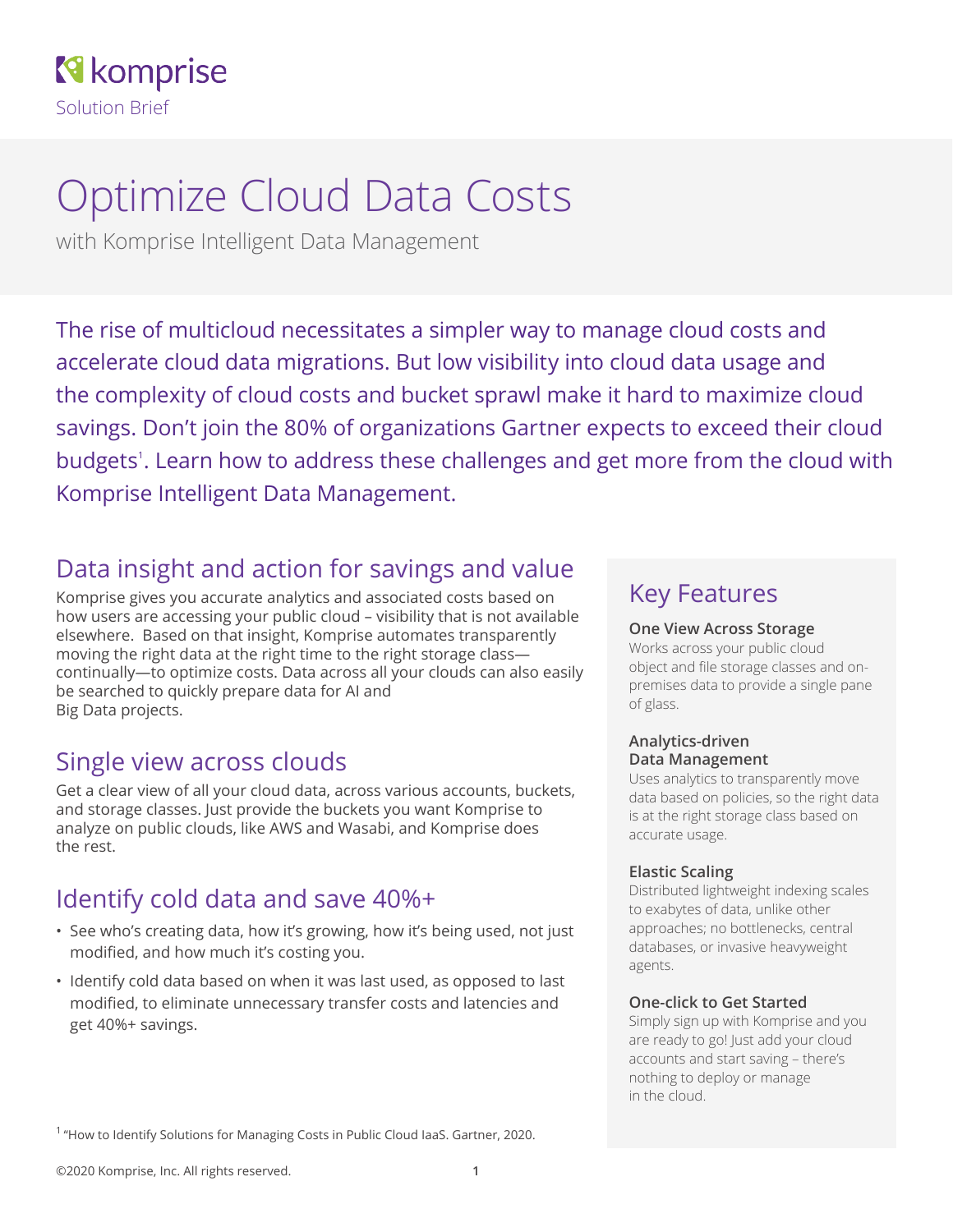komprise

Solution Brief

# Optimize Cloud Data Costs

with Komprise Intelligent Data Management

The rise of multicloud necessitates a simpler way to manage cloud costs and accelerate cloud data migrations. But low visibility into cloud data usage and the complexity of cloud costs and bucket sprawl make it hard to maximize cloud savings. Don't join the 80% of organizations Gartner expects to exceed their cloud budgets[1]. Learn how to address these challenges and get more from the cloud with Komprise Intelligent Data Management.

## Data insight and action for savings and value

Komprise gives you accurate analytics and associated costs based on how users are accessing your public cloud – visibility that is not available elsewhere. Based on that insight, Komprise automates transparently moving the right data at the right time to the right storage class—continually—to optimize costs. Data across all your clouds can also easily be searched to quickly prepare data for AI and Big Data projects.

## Single view across clouds

Get a clear view of all your cloud data, across various accounts, buckets, and storage classes. Just provide the buckets you want Komprise to analyze on public clouds, like AWS and Wasabi, and Komprise does the rest.

## Identify cold data and save 40%+

- See who's creating data, how it's growing, how it's being used, not just modified, and how much it's costing you.
- Identify cold data based on when it was last used, as opposed to last modified, to eliminate unnecessary transfer costs and latencies and get 40%+ savings.

## Key Features

**One View Across Storage**
Works across your public cloud object and file storage classes and on-premises data to provide a single pane of glass.

**Analytics-driven Data Management**
Uses analytics to transparently move data based on policies, so the right data is at the right storage class based on accurate usage.

**Elastic Scaling**
Distributed lightweight indexing scales to exabytes of data, unlike other approaches; no bottlenecks, central databases, or invasive heavyweight agents.

**One-click to Get Started**
Simply sign up with Komprise and you are ready to go! Just add your cloud accounts and start saving – there's nothing to deploy or manage in the cloud.

[1] "How to Identify Solutions for Managing Costs in Public Cloud IaaS. Gartner, 2020.

©2020 Komprise, Inc. All rights reserved.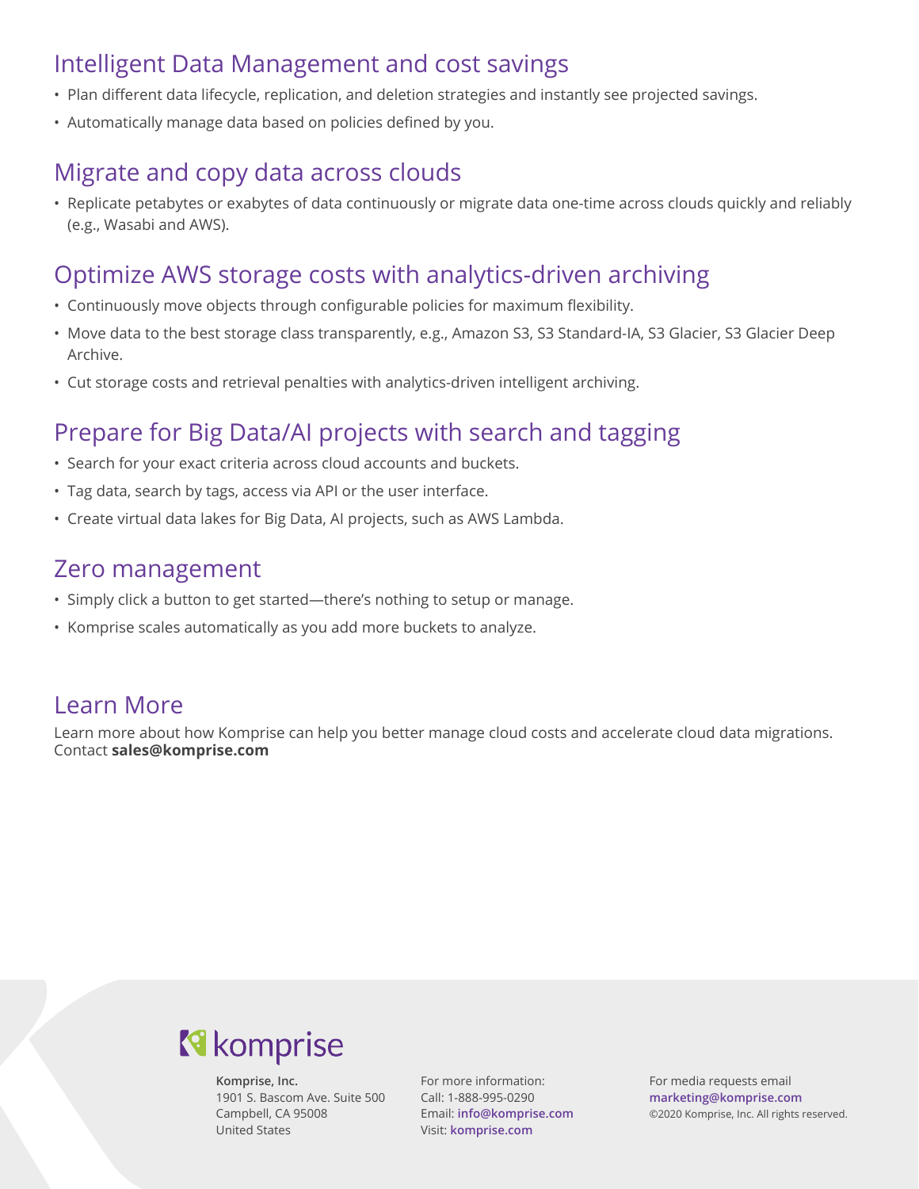## Intelligent Data Management and cost savings

- Plan different data lifecycle, replication, and deletion strategies and instantly see projected savings.
- Automatically manage data based on policies defined by you.

## Migrate and copy data across clouds

- Replicate petabytes or exabytes of data continuously or migrate data one-time across clouds quickly and reliably (e.g., Wasabi and AWS).

## Optimize AWS storage costs with analytics-driven archiving

- Continuously move objects through configurable policies for maximum flexibility.
- Move data to the best storage class transparently, e.g., Amazon S3, S3 Standard-IA, S3 Glacier, S3 Glacier Deep Archive.
- Cut storage costs and retrieval penalties with analytics-driven intelligent archiving.

## Prepare for Big Data/AI projects with search and tagging

- Search for your exact criteria across cloud accounts and buckets.
- Tag data, search by tags, access via API or the user interface.
- Create virtual data lakes for Big Data, AI projects, such as AWS Lambda.

## Zero management

- Simply click a button to get started—there's nothing to setup or manage.
- Komprise scales automatically as you add more buckets to analyze.

## Learn More

Learn more about how Komprise can help you better manage cloud costs and accelerate cloud data migrations. Contact **sales@komprise.com**

komprise

**Komprise, Inc.**
1901 S. Bascom Ave. Suite 500
Campbell, CA 95008
United States

For more information:
Call: 1-888-995-0290
Email: **info@komprise.com**
Visit: **komprise.com**

For media requests email
**marketing@komprise.com**
©2020 Komprise, Inc. All rights reserved.